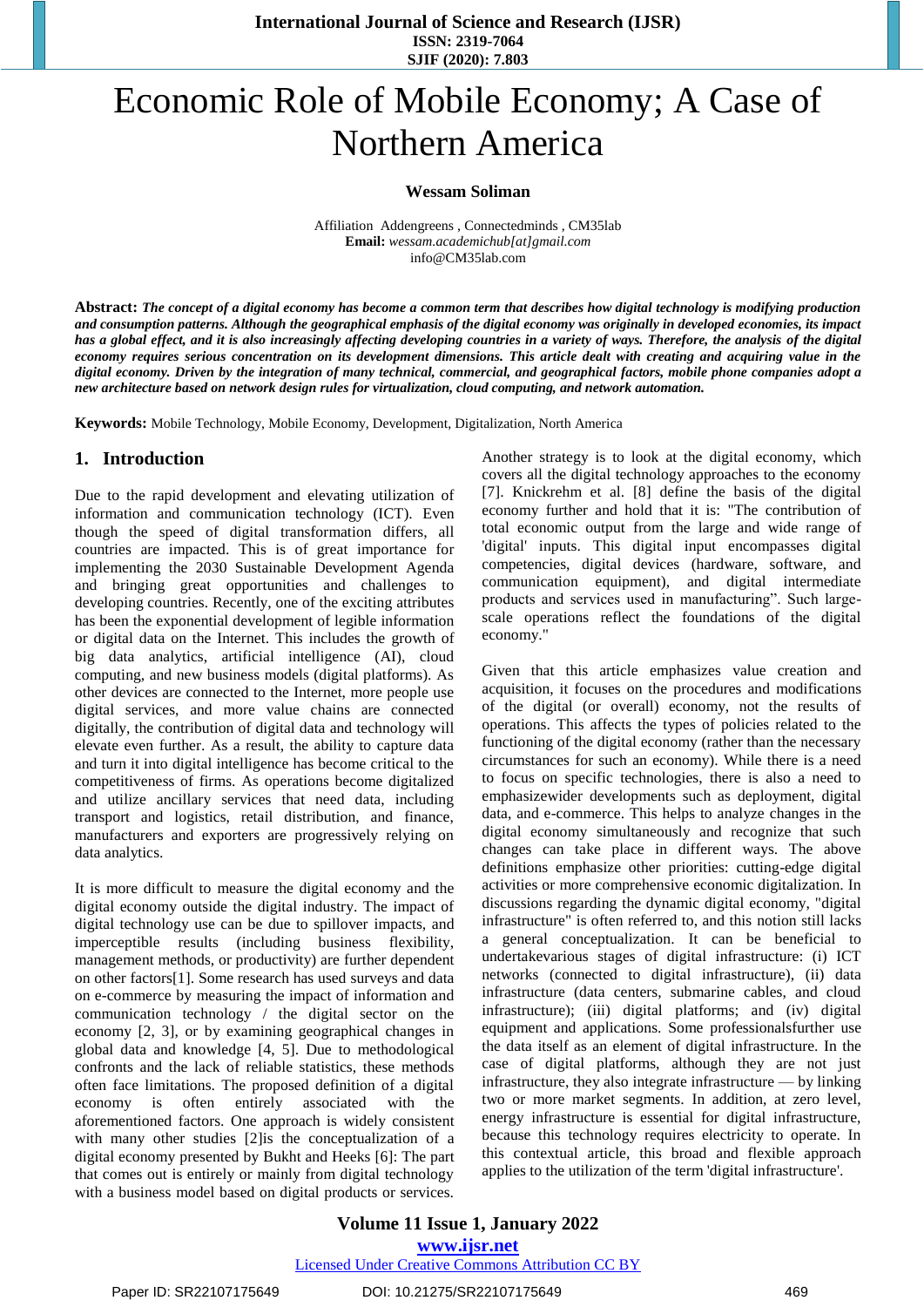# Economic Role of Mobile Economy; A Case of Northern America

**Wessam Soliman**

Affiliation Addengreens , Connectedminds , CM35lab
**Email:** *wessam.academichub[at]gmail.com*
info@CM35lab.com

**Abstract:** ***The concept of a digital economy has become a common term that describes how digital technology is modifying production and consumption patterns. Although the geographical emphasis of the digital economy was originally in developed economies, its impact has a global effect, and it is also increasingly affecting developing countries in a variety of ways. Therefore, the analysis of the digital economy requires serious concentration on its development dimensions. This article dealt with creating and acquiring value in the digital economy. Driven by the integration of many technical, commercial, and geographical factors, mobile phone companies adopt a new architecture based on network design rules for virtualization, cloud computing, and network automation.***

**Keywords:** Mobile Technology, Mobile Economy, Development, Digitalization, North America

## 1. Introduction

Due to the rapid development and elevating utilization of information and communication technology (ICT). Even though the speed of digital transformation differs, all countries are impacted. This is of great importance for implementing the 2030 Sustainable Development Agenda and bringing great opportunities and challenges to developing countries. Recently, one of the exciting attributes has been the exponential development of legible information or digital data on the Internet. This includes the growth of big data analytics, artificial intelligence (AI), cloud computing, and new business models (digital platforms). As other devices are connected to the Internet, more people use digital services, and more value chains are connected digitally, the contribution of digital data and technology will elevate even further. As a result, the ability to capture data and turn it into digital intelligence has become critical to the competitiveness of firms. As operations become digitalized and utilize ancillary services that need data, including transport and logistics, retail distribution, and finance, manufacturers and exporters are progressively relying on data analytics.

It is more difficult to measure the digital economy and the digital economy outside the digital industry. The impact of digital technology use can be due to spillover impacts, and imperceptible results (including business flexibility, management methods, or productivity) are further dependent on other factors[1]. Some research has used surveys and data on e-commerce by measuring the impact of information and communication technology / the digital sector on the economy [2, 3], or by examining geographical changes in global data and knowledge [4, 5]. Due to methodological confronts and the lack of reliable statistics, these methods often face limitations. The proposed definition of a digital economy is often entirely associated with the aforementioned factors. One approach is widely consistent with many other studies [2]is the conceptualization of a digital economy presented by Bukht and Heeks [6]: The part that comes out is entirely or mainly from digital technology with a business model based on digital products or services.

Another strategy is to look at the digital economy, which covers all the digital technology approaches to the economy [7]. Knickrehm et al. [8] define the basis of the digital economy further and hold that it is: "The contribution of total economic output from the large and wide range of 'digital' inputs. This digital input encompasses digital competencies, digital devices (hardware, software, and communication equipment), and digital intermediate products and services used in manufacturing". Such large-scale operations reflect the foundations of the digital economy."

Given that this article emphasizes value creation and acquisition, it focuses on the procedures and modifications of the digital (or overall) economy, not the results of operations. This affects the types of policies related to the functioning of the digital economy (rather than the necessary circumstances for such an economy). While there is a need to focus on specific technologies, there is also a need to emphasizewider developments such as deployment, digital data, and e-commerce. This helps to analyze changes in the digital economy simultaneously and recognize that such changes can take place in different ways. The above definitions emphasize other priorities: cutting-edge digital activities or more comprehensive economic digitalization. In discussions regarding the dynamic digital economy, "digital infrastructure" is often referred to, and this notion still lacks a general conceptualization. It can be beneficial to undertakevarious stages of digital infrastructure: (i) ICT networks (connected to digital infrastructure), (ii) data infrastructure (data centers, submarine cables, and cloud infrastructure); (iii) digital platforms; and (iv) digital equipment and applications. Some professionalsfurther use the data itself as an element of digital infrastructure. In the case of digital platforms, although they are not just infrastructure, they also integrate infrastructure — by linking two or more market segments. In addition, at zero level, energy infrastructure is essential for digital infrastructure, because this technology requires electricity to operate. In this contextual article, this broad and flexible approach applies to the utilization of the term 'digital infrastructure'.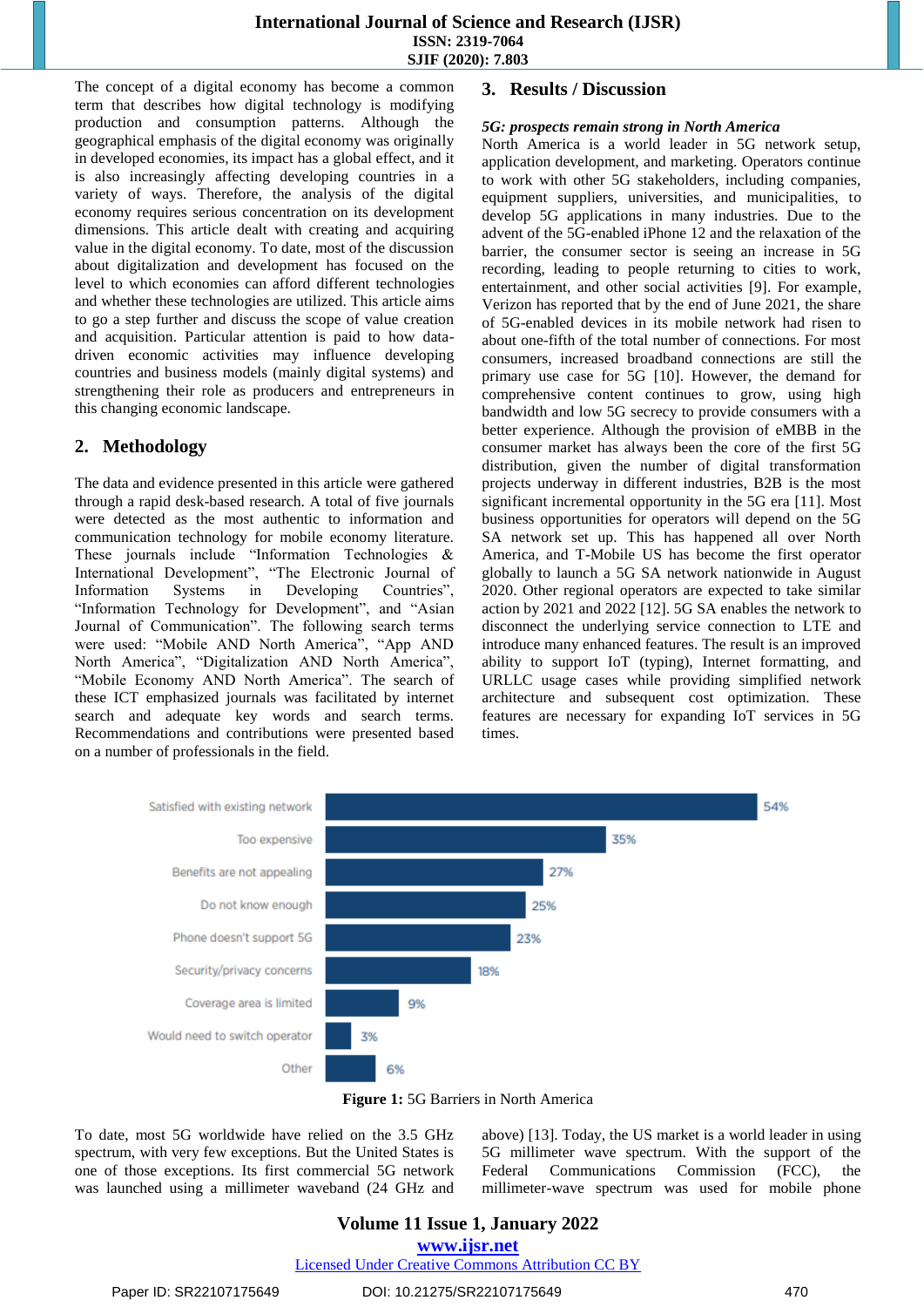The concept of a digital economy has become a common term that describes how digital technology is modifying production and consumption patterns. Although the geographical emphasis of the digital economy was originally in developed economies, its impact has a global effect, and it is also increasingly affecting developing countries in a variety of ways. Therefore, the analysis of the digital economy requires serious concentration on its development dimensions. This article dealt with creating and acquiring value in the digital economy. To date, most of the discussion about digitalization and development has focused on the level to which economies can afford different technologies and whether these technologies are utilized. This article aims to go a step further and discuss the scope of value creation and acquisition. Particular attention is paid to how data-driven economic activities may influence developing countries and business models (mainly digital systems) and strengthening their role as producers and entrepreneurs in this changing economic landscape.

## 2. Methodology

The data and evidence presented in this article were gathered through a rapid desk-based research. A total of five journals were detected as the most authentic to information and communication technology for mobile economy literature. These journals include "Information Technologies & International Development", "The Electronic Journal of Information Systems in Developing Countries", "Information Technology for Development", and "Asian Journal of Communication". The following search terms were used: "Mobile AND North America", "App AND North America", "Digitalization AND North America", "Mobile Economy AND North America". The search of these ICT emphasized journals was facilitated by internet search and adequate key words and search terms. Recommendations and contributions were presented based on a number of professionals in the field.

## 3. Results / Discussion

*5G: prospects remain strong in North America*

North America is a world leader in 5G network setup, application development, and marketing. Operators continue to work with other 5G stakeholders, including companies, equipment suppliers, universities, and municipalities, to develop 5G applications in many industries. Due to the advent of the 5G-enabled iPhone 12 and the relaxation of the barrier, the consumer sector is seeing an increase in 5G recording, leading to people returning to cities to work, entertainment, and other social activities [9]. For example, Verizon has reported that by the end of June 2021, the share of 5G-enabled devices in its mobile network had risen to about one-fifth of the total number of connections. For most consumers, increased broadband connections are still the primary use case for 5G [10]. However, the demand for comprehensive content continues to grow, using high bandwidth and low 5G secrecy to provide consumers with a better experience. Although the provision of eMBB in the consumer market has always been the core of the first 5G distribution, given the number of digital transformation projects underway in different industries, B2B is the most significant incremental opportunity in the 5G era [11]. Most business opportunities for operators will depend on the 5G SA network set up. This has happened all over North America, and T-Mobile US has become the first operator globally to launch a 5G SA network nationwide in August 2020. Other regional operators are expected to take similar action by 2021 and 2022 [12]. 5G SA enables the network to disconnect the underlying service connection to LTE and introduce many enhanced features. The result is an improved ability to support IoT (typing), Internet formatting, and URLLC usage cases while providing simplified network architecture and subsequent cost optimization. These features are necessary for expanding IoT services in 5G times.

| Barrier | Share |
|---|---|
| Satisfied with existing network | 54% |
| Too expensive | 35% |
| Benefits are not appealing | 27% |
| Do not know enough | 25% |
| Phone doesn't support 5G | 23% |
| Security/privacy concerns | 18% |
| Coverage area is limited | 9% |
| Would need to switch operator | 3% |
| Other | 6% |

**Figure 1:** 5G Barriers in North America

To date, most 5G worldwide have relied on the 3.5 GHz spectrum, with very few exceptions. But the United States is one of those exceptions. Its first commercial 5G network was launched using a millimeter waveband (24 GHz and above) [13]. Today, the US market is a world leader in using 5G millimeter wave spectrum. With the support of the Federal Communications Commission (FCC), the millimeter-wave spectrum was used for mobile phone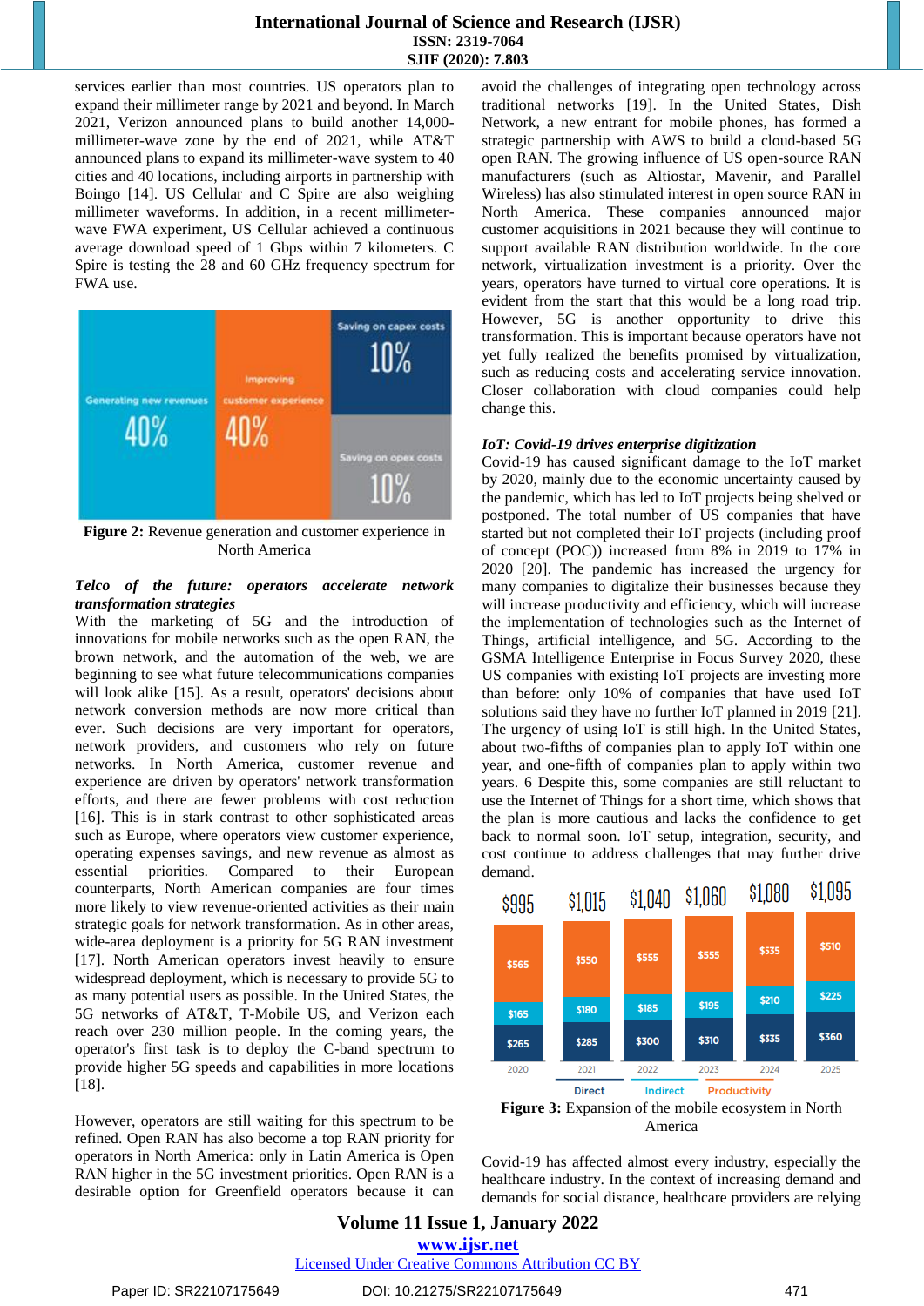services earlier than most countries. US operators plan to expand their millimeter range by 2021 and beyond. In March 2021, Verizon announced plans to build another 14,000-millimeter-wave zone by the end of 2021, while AT&T announced plans to expand its millimeter-wave system to 40 cities and 40 locations, including airports in partnership with Boingo [14]. US Cellular and C Spire are also weighing millimeter waveforms. In addition, in a recent millimeter-wave FWA experiment, US Cellular achieved a continuous average download speed of 1 Gbps within 7 kilometers. C Spire is testing the 28 and 60 GHz frequency spectrum for FWA use.

| Generating new revenues | Improving customer experience | Saving on capex costs | Saving on opex costs |
|---|---|---|---|
| 40% | 40% | 10% | 10% |

**Figure 2:** Revenue generation and customer experience in North America

***Telco of the future: operators accelerate network transformation strategies***

With the marketing of 5G and the introduction of innovations for mobile networks such as the open RAN, the brown network, and the automation of the web, we are beginning to see what future telecommunications companies will look alike [15]. As a result, operators' decisions about network conversion methods are now more critical than ever. Such decisions are very important for operators, network providers, and customers who rely on future networks. In North America, customer revenue and experience are driven by operators' network transformation efforts, and there are fewer problems with cost reduction [16]. This is in stark contrast to other sophisticated areas such as Europe, where operators view customer experience, operating expenses savings, and new revenue as almost as essential priorities. Compared to their European counterparts, North American companies are four times more likely to view revenue-oriented activities as their main strategic goals for network transformation. As in other areas, wide-area deployment is a priority for 5G RAN investment [17]. North American operators invest heavily to ensure widespread deployment, which is necessary to provide 5G to as many potential users as possible. In the United States, the 5G networks of AT&T, T-Mobile US, and Verizon each reach over 230 million people. In the coming years, the operator's first task is to deploy the C-band spectrum to provide higher 5G speeds and capabilities in more locations [18].

However, operators are still waiting for this spectrum to be refined. Open RAN has also become a top RAN priority for operators in North America: only in Latin America is Open RAN higher in the 5G investment priorities. Open RAN is a desirable option for Greenfield operators because it can avoid the challenges of integrating open technology across traditional networks [19]. In the United States, Dish Network, a new entrant for mobile phones, has formed a strategic partnership with AWS to build a cloud-based 5G open RAN. The growing influence of US open-source RAN manufacturers (such as Altiostar, Mavenir, and Parallel Wireless) has also stimulated interest in open source RAN in North America. These companies announced major customer acquisitions in 2021 because they will continue to support available RAN distribution worldwide. In the core network, virtualization investment is a priority. Over the years, operators have turned to virtual core operations. It is evident from the start that this would be a long road trip. However, 5G is another opportunity to drive this transformation. This is important because operators have not yet fully realized the benefits promised by virtualization, such as reducing costs and accelerating service innovation. Closer collaboration with cloud companies could help change this.

***IoT: Covid-19 drives enterprise digitization***

Covid-19 has caused significant damage to the IoT market by 2020, mainly due to the economic uncertainty caused by the pandemic, which has led to IoT projects being shelved or postponed. The total number of US companies that have started but not completed their IoT projects (including proof of concept (POC)) increased from 8% in 2019 to 17% in 2020 [20]. The pandemic has increased the urgency for many companies to digitalize their businesses because they will increase productivity and efficiency, which will increase the implementation of technologies such as the Internet of Things, artificial intelligence, and 5G. According to the GSMA Intelligence Enterprise in Focus Survey 2020, these US companies with existing IoT projects are investing more than before: only 10% of companies that have used IoT solutions said they have no further IoT planned in 2019 [21]. The urgency of using IoT is still high. In the United States, about two-fifths of companies plan to apply IoT within one year, and one-fifth of companies plan to apply within two years. 6 Despite this, some companies are still reluctant to use the Internet of Things for a short time, which shows that the plan is more cautious and lacks the confidence to get back to normal soon. IoT setup, integration, security, and cost continue to address challenges that may further drive demand.

| Year | Direct | Indirect | Productivity | Total |
|---|---|---|---|---|
| 2020 | $265 | $165 | $565 | $995 |
| 2021 | $285 | $180 | $550 | $1,015 |
| 2022 | $300 | $185 | $555 | $1,040 |
| 2023 | $310 | $195 | $555 | $1,060 |
| 2024 | $335 | $210 | $535 | $1,080 |
| 2025 | $360 | $225 | $510 | $1,095 |

**Figure 3:** Expansion of the mobile ecosystem in North America

Covid-19 has affected almost every industry, especially the healthcare industry. In the context of increasing demand and demands for social distance, healthcare providers are relying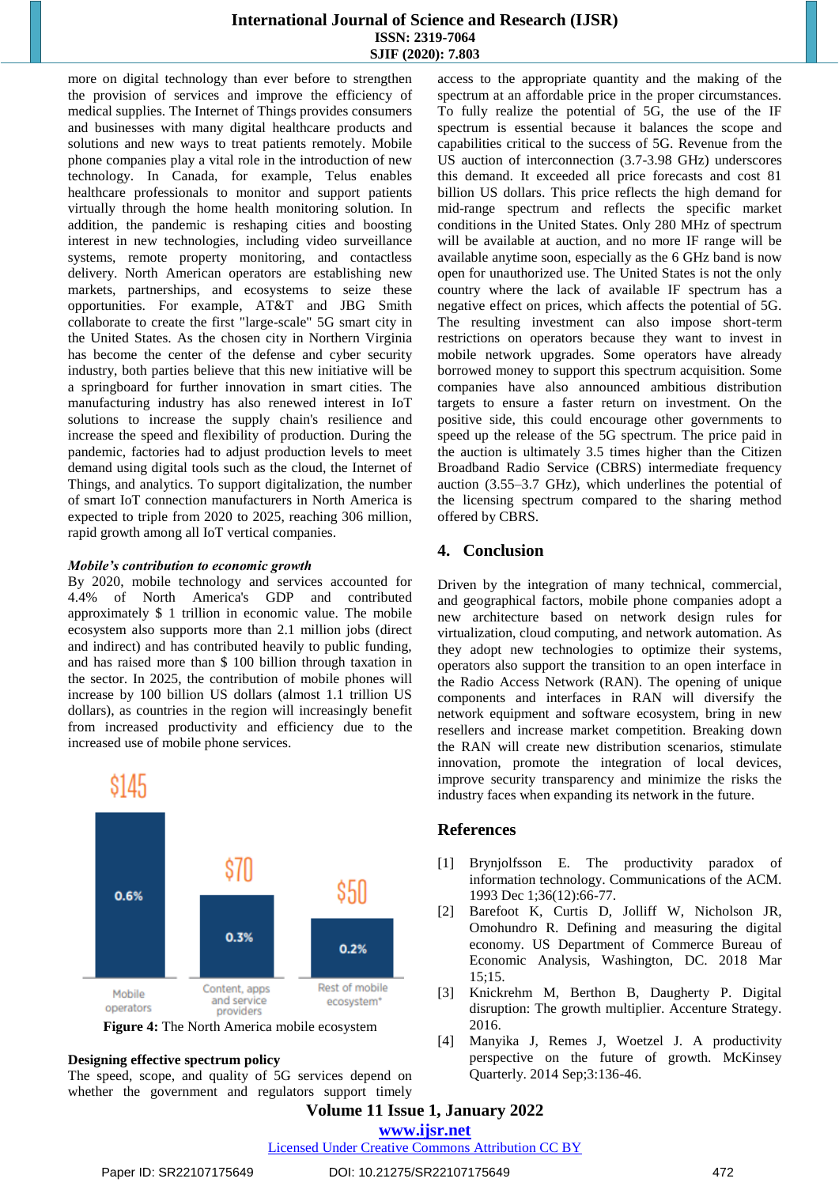more on digital technology than ever before to strengthen the provision of services and improve the efficiency of medical supplies. The Internet of Things provides consumers and businesses with many digital healthcare products and solutions and new ways to treat patients remotely. Mobile phone companies play a vital role in the introduction of new technology. In Canada, for example, Telus enables healthcare professionals to monitor and support patients virtually through the home health monitoring solution. In addition, the pandemic is reshaping cities and boosting interest in new technologies, including video surveillance systems, remote property monitoring, and contactless delivery. North American operators are establishing new markets, partnerships, and ecosystems to seize these opportunities. For example, AT&T and JBG Smith collaborate to create the first "large-scale" 5G smart city in the United States. As the chosen city in Northern Virginia has become the center of the defense and cyber security industry, both parties believe that this new initiative will be a springboard for further innovation in smart cities. The manufacturing industry has also renewed interest in IoT solutions to increase the supply chain's resilience and increase the speed and flexibility of production. During the pandemic, factories had to adjust production levels to meet demand using digital tools such as the cloud, the Internet of Things, and analytics. To support digitalization, the number of smart IoT connection manufacturers in North America is expected to triple from 2020 to 2025, reaching 306 million, rapid growth among all IoT vertical companies.

***Mobile's contribution to economic growth***

By 2020, mobile technology and services accounted for 4.4% of North America's GDP and contributed approximately $ 1 trillion in economic value. The mobile ecosystem also supports more than 2.1 million jobs (direct and indirect) and has contributed heavily to public funding, and has raised more than $ 100 billion through taxation in the sector. In 2025, the contribution of mobile phones will increase by 100 billion US dollars (almost 1.1 trillion US dollars), as countries in the region will increasingly benefit from increased productivity and efficiency due to the increased use of mobile phone services.

| | Mobile operators | Content, apps and service providers | Rest of mobile ecosystem* |
|---|---|---|---|
| Value | $145 | $70 | $50 |
| Share | 0.6% | 0.3% | 0.2% |

**Figure 4:** The North America mobile ecosystem

**Designing effective spectrum policy**

The speed, scope, and quality of 5G services depend on whether the government and regulators support timely access to the appropriate quantity and the making of the spectrum at an affordable price in the proper circumstances. To fully realize the potential of 5G, the use of the IF spectrum is essential because it balances the scope and capabilities critical to the success of 5G. Revenue from the US auction of interconnection (3.7-3.98 GHz) underscores this demand. It exceeded all price forecasts and cost 81 billion US dollars. This price reflects the high demand for mid-range spectrum and reflects the specific market conditions in the United States. Only 280 MHz of spectrum will be available at auction, and no more IF range will be available anytime soon, especially as the 6 GHz band is now open for unauthorized use. The United States is not the only country where the lack of available IF spectrum has a negative effect on prices, which affects the potential of 5G. The resulting investment can also impose short-term restrictions on operators because they want to invest in mobile network upgrades. Some operators have already borrowed money to support this spectrum acquisition. Some companies have also announced ambitious distribution targets to ensure a faster return on investment. On the positive side, this could encourage other governments to speed up the release of the 5G spectrum. The price paid in the auction is ultimately 3.5 times higher than the Citizen Broadband Radio Service (CBRS) intermediate frequency auction (3.55–3.7 GHz), which underlines the potential of the licensing spectrum compared to the sharing method offered by CBRS.

## 4. Conclusion

Driven by the integration of many technical, commercial, and geographical factors, mobile phone companies adopt a new architecture based on network design rules for virtualization, cloud computing, and network automation. As they adopt new technologies to optimize their systems, operators also support the transition to an open interface in the Radio Access Network (RAN). The opening of unique components and interfaces in RAN will diversify the network equipment and software ecosystem, bring in new resellers and increase market competition. Breaking down the RAN will create new distribution scenarios, stimulate innovation, promote the integration of local devices, improve security transparency and minimize the risks the industry faces when expanding its network in the future.

## References

[1] Brynjolfsson E. The productivity paradox of information technology. Communications of the ACM. 1993 Dec 1;36(12):66-77.

[2] Barefoot K, Curtis D, Jolliff W, Nicholson JR, Omohundro R. Defining and measuring the digital economy. US Department of Commerce Bureau of Economic Analysis, Washington, DC. 2018 Mar 15;15.

[3] Knickrehm M, Berthon B, Daugherty P. Digital disruption: The growth multiplier. Accenture Strategy. 2016.

[4] Manyika J, Remes J, Woetzel J. A productivity perspective on the future of growth. McKinsey Quarterly. 2014 Sep;3:136-46.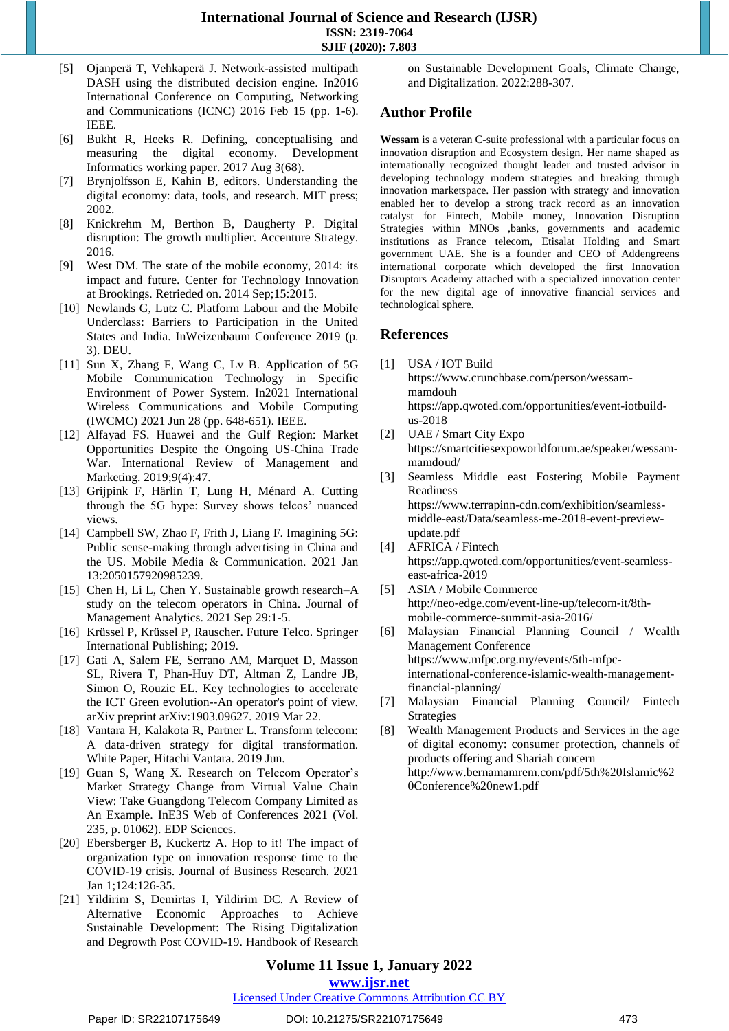[5] Ojanperä T, Vehkaperä J. Network-assisted multipath DASH using the distributed decision engine. In2016 International Conference on Computing, Networking and Communications (ICNC) 2016 Feb 15 (pp. 1-6). IEEE.

[6] Bukht R, Heeks R. Defining, conceptualising and measuring the digital economy. Development Informatics working paper. 2017 Aug 3(68).

[7] Brynjolfsson E, Kahin B, editors. Understanding the digital economy: data, tools, and research. MIT press; 2002.

[8] Knickrehm M, Berthon B, Daugherty P. Digital disruption: The growth multiplier. Accenture Strategy. 2016.

[9] West DM. The state of the mobile economy, 2014: its impact and future. Center for Technology Innovation at Brookings. Retrieded on. 2014 Sep;15:2015.

[10] Newlands G, Lutz C. Platform Labour and the Mobile Underclass: Barriers to Participation in the United States and India. InWeizenbaum Conference 2019 (p. 3). DEU.

[11] Sun X, Zhang F, Wang C, Lv B. Application of 5G Mobile Communication Technology in Specific Environment of Power System. In2021 International Wireless Communications and Mobile Computing (IWCMC) 2021 Jun 28 (pp. 648-651). IEEE.

[12] Alfayad FS. Huawei and the Gulf Region: Market Opportunities Despite the Ongoing US-China Trade War. International Review of Management and Marketing. 2019;9(4):47.

[13] Grijpink F, Härlin T, Lung H, Ménard A. Cutting through the 5G hype: Survey shows telcos' nuanced views.

[14] Campbell SW, Zhao F, Frith J, Liang F. Imagining 5G: Public sense-making through advertising in China and the US. Mobile Media & Communication. 2021 Jan 13:2050157920985239.

[15] Chen H, Li L, Chen Y. Sustainable growth research–A study on the telecom operators in China. Journal of Management Analytics. 2021 Sep 29:1-5.

[16] Krüssel P, Krüssel P, Rauscher. Future Telco. Springer International Publishing; 2019.

[17] Gati A, Salem FE, Serrano AM, Marquet D, Masson SL, Rivera T, Phan-Huy DT, Altman Z, Landre JB, Simon O, Rouzic EL. Key technologies to accelerate the ICT Green evolution--An operator's point of view. arXiv preprint arXiv:1903.09627. 2019 Mar 22.

[18] Vantara H, Kalakota R, Partner L. Transform telecom: A data-driven strategy for digital transformation. White Paper, Hitachi Vantara. 2019 Jun.

[19] Guan S, Wang X. Research on Telecom Operator's Market Strategy Change from Virtual Value Chain View: Take Guangdong Telecom Company Limited as An Example. InE3S Web of Conferences 2021 (Vol. 235, p. 01062). EDP Sciences.

[20] Ebersberger B, Kuckertz A. Hop to it! The impact of organization type on innovation response time to the COVID-19 crisis. Journal of Business Research. 2021 Jan 1;124:126-35.

[21] Yildirim S, Demirtas I, Yildirim DC. A Review of Alternative Economic Approaches to Achieve Sustainable Development: The Rising Digitalization and Degrowth Post COVID-19. Handbook of Research on Sustainable Development Goals, Climate Change, and Digitalization. 2022:288-307.

## Author Profile

**Wessam** is a veteran C-suite professional with a particular focus on innovation disruption and Ecosystem design. Her name shaped as internationally recognized thought leader and trusted advisor in developing technology modern strategies and breaking through innovation marketspace. Her passion with strategy and innovation enabled her to develop a strong track record as an innovation catalyst for Fintech, Mobile money, Innovation Disruption Strategies within MNOs ,banks, governments and academic institutions as France telecom, Etisalat Holding and Smart government UAE. She is a founder and CEO of Addengreens international corporate which developed the first Innovation Disruptors Academy attached with a specialized innovation center for the new digital age of innovative financial services and technological sphere.

## References

[1] USA / IOT Build
https://www.crunchbase.com/person/wessam-mamdouh
https://app.qwoted.com/opportunities/event-iotbuild-us-2018

[2] UAE / Smart City Expo
https://smartcitiesexpoworldforum.ae/speaker/wessam-mamdoud/

[3] Seamless Middle east Fostering Mobile Payment Readiness
https://www.terrapinn-cdn.com/exhibition/seamless-middle-east/Data/seamless-me-2018-event-preview-update.pdf

[4] AFRICA / Fintech
https://app.qwoted.com/opportunities/event-seamless-east-africa-2019

[5] ASIA / Mobile Commerce
http://neo-edge.com/event-line-up/telecom-it/8th-mobile-commerce-summit-asia-2016/

[6] Malaysian Financial Planning Council / Wealth Management Conference
https://www.mfpc.org.my/events/5th-mfpc-international-conference-islamic-wealth-management-financial-planning/

[7] Malaysian Financial Planning Council/ Fintech Strategies

[8] Wealth Management Products and Services in the age of digital economy: consumer protection, channels of products offering and Shariah concern
http://www.bernamamrem.com/pdf/5th%20Islamic%20Conference%20new1.pdf